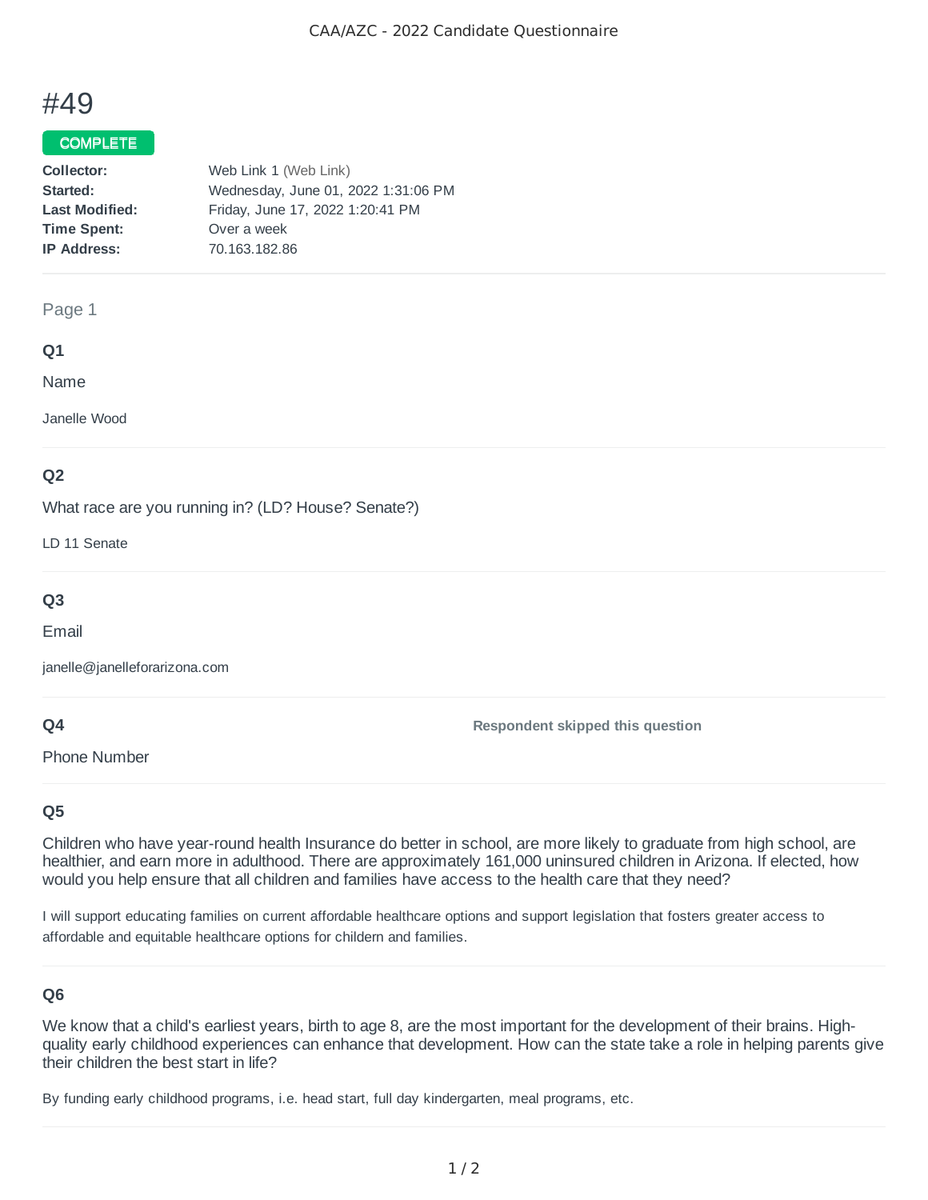# #49

**COMPLETE**

| | |
|---|---|
| **Collector:** | Web Link 1 (Web Link) |
| **Started:** | Wednesday, June 01, 2022 1:31:06 PM |
| **Last Modified:** | Friday, June 17, 2022 1:20:41 PM |
| **Time Spent:** | Over a week |
| **IP Address:** | 70.163.182.86 |

## Page 1

### Q1

Name

Janelle Wood

### Q2

What race are you running in? (LD? House? Senate?)

LD 11 Senate

### Q3

Email

janelle@janelleforarizona.com

### Q4

Phone Number

**Respondent skipped this question**

### Q5

Children who have year-round health Insurance do better in school, are more likely to graduate from high school, are healthier, and earn more in adulthood. There are approximately 161,000 uninsured children in Arizona. If elected, how would you help ensure that all children and families have access to the health care that they need?

I will support educating families on current affordable healthcare options and support legislation that fosters greater access to affordable and equitable healthcare options for childern and families.

### Q6

We know that a child's earliest years, birth to age 8, are the most important for the development of their brains. High-quality early childhood experiences can enhance that development. How can the state take a role in helping parents give their children the best start in life?

By funding early childhood programs, i.e. head start, full day kindergarten, meal programs, etc.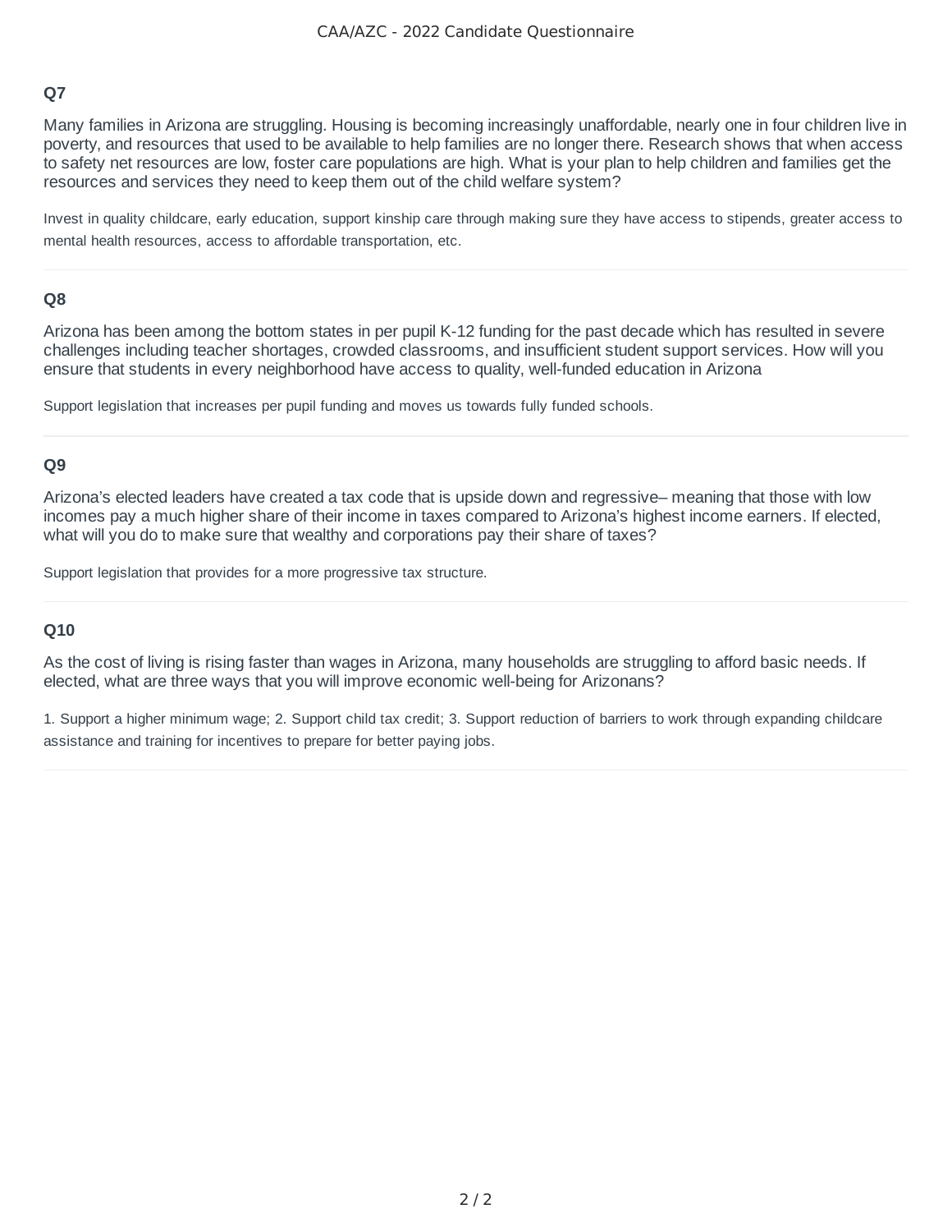### Q7

Many families in Arizona are struggling. Housing is becoming increasingly unaffordable, nearly one in four children live in poverty, and resources that used to be available to help families are no longer there. Research shows that when access to safety net resources are low, foster care populations are high. What is your plan to help children and families get the resources and services they need to keep them out of the child welfare system?

Invest in quality childcare, early education, support kinship care through making sure they have access to stipends, greater access to mental health resources, access to affordable transportation, etc.

---

### Q8

Arizona has been among the bottom states in per pupil K-12 funding for the past decade which has resulted in severe challenges including teacher shortages, crowded classrooms, and insufficient student support services. How will you ensure that students in every neighborhood have access to quality, well-funded education in Arizona

Support legislation that increases per pupil funding and moves us towards fully funded schools.

---

### Q9

Arizona's elected leaders have created a tax code that is upside down and regressive– meaning that those with low incomes pay a much higher share of their income in taxes compared to Arizona's highest income earners. If elected, what will you do to make sure that wealthy and corporations pay their share of taxes?

Support legislation that provides for a more progressive tax structure.

---

### Q10

As the cost of living is rising faster than wages in Arizona, many households are struggling to afford basic needs. If elected, what are three ways that you will improve economic well-being for Arizonans?

1. Support a higher minimum wage; 2. Support child tax credit; 3. Support reduction of barriers to work through expanding childcare assistance and training for incentives to prepare for better paying jobs.

---